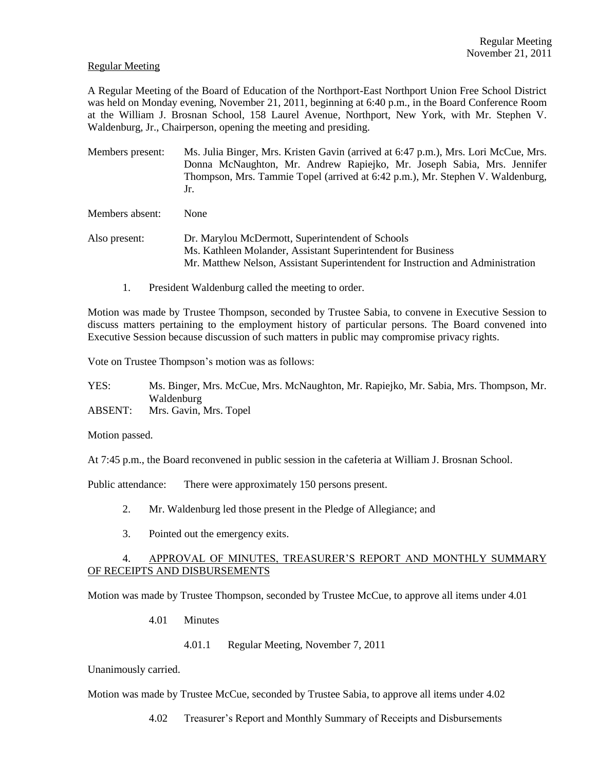Regular Meeting

A Regular Meeting of the Board of Education of the Northport-East Northport Union Free School District was held on Monday evening, November 21, 2011, beginning at 6:40 p.m., in the Board Conference Room at the William J. Brosnan School, 158 Laurel Avenue, Northport, New York, with Mr. Stephen V. Waldenburg, Jr., Chairperson, opening the meeting and presiding.

Members present: Ms. Julia Binger, Mrs. Kristen Gavin (arrived at 6:47 p.m.), Mrs. Lori McCue, Mrs. Donna McNaughton, Mr. Andrew Rapiejko, Mr. Joseph Sabia, Mrs. Jennifer Thompson, Mrs. Tammie Topel (arrived at 6:42 p.m.), Mr. Stephen V. Waldenburg, Jr.

Members absent: None

Also present: Dr. Marylou McDermott, Superintendent of Schools
Ms. Kathleen Molander, Assistant Superintendent for Business
Mr. Matthew Nelson, Assistant Superintendent for Instruction and Administration

1. President Waldenburg called the meeting to order.

Motion was made by Trustee Thompson, seconded by Trustee Sabia, to convene in Executive Session to discuss matters pertaining to the employment history of particular persons. The Board convened into Executive Session because discussion of such matters in public may compromise privacy rights.

Vote on Trustee Thompson's motion was as follows:

YES: Ms. Binger, Mrs. McCue, Mrs. McNaughton, Mr. Rapiejko, Mr. Sabia, Mrs. Thompson, Mr. Waldenburg
ABSENT: Mrs. Gavin, Mrs. Topel

Motion passed.

At 7:45 p.m., the Board reconvened in public session in the cafeteria at William J. Brosnan School.

Public attendance: There were approximately 150 persons present.

2. Mr. Waldenburg led those present in the Pledge of Allegiance; and

3. Pointed out the emergency exits.

4. APPROVAL OF MINUTES, TREASURER'S REPORT AND MONTHLY SUMMARY OF RECEIPTS AND DISBURSEMENTS

Motion was made by Trustee Thompson, seconded by Trustee McCue, to approve all items under 4.01

4.01 Minutes

4.01.1 Regular Meeting, November 7, 2011

Unanimously carried.

Motion was made by Trustee McCue, seconded by Trustee Sabia, to approve all items under 4.02

4.02 Treasurer's Report and Monthly Summary of Receipts and Disbursements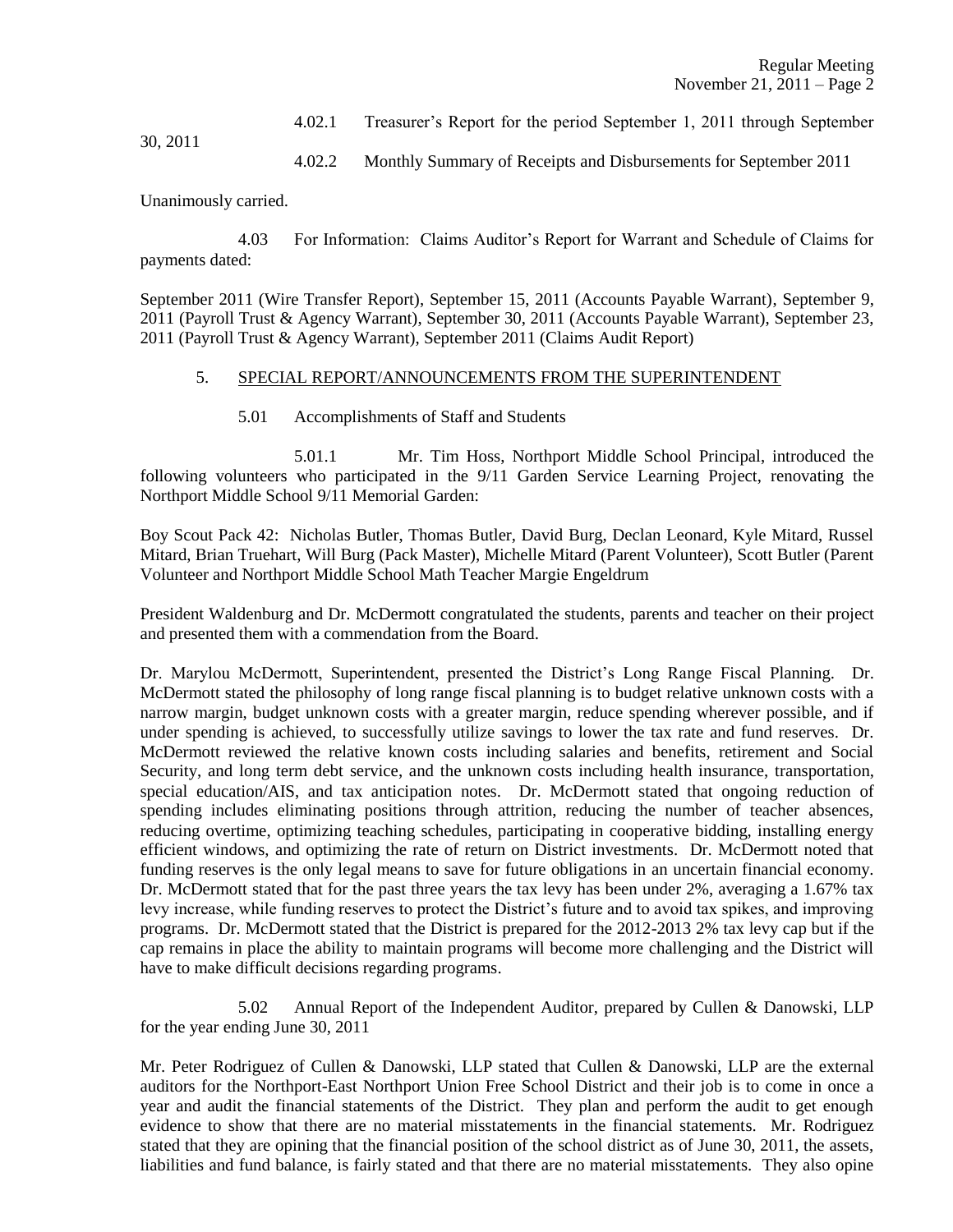4.02.1 Treasurer's Report for the period September 1, 2011 through September 30, 2011

4.02.2 Monthly Summary of Receipts and Disbursements for September 2011

Unanimously carried.

4.03 For Information: Claims Auditor's Report for Warrant and Schedule of Claims for payments dated:

September 2011 (Wire Transfer Report), September 15, 2011 (Accounts Payable Warrant), September 9, 2011 (Payroll Trust & Agency Warrant), September 30, 2011 (Accounts Payable Warrant), September 23, 2011 (Payroll Trust & Agency Warrant), September 2011 (Claims Audit Report)

5. SPECIAL REPORT/ANNOUNCEMENTS FROM THE SUPERINTENDENT

5.01 Accomplishments of Staff and Students

5.01.1 Mr. Tim Hoss, Northport Middle School Principal, introduced the following volunteers who participated in the 9/11 Garden Service Learning Project, renovating the Northport Middle School 9/11 Memorial Garden:

Boy Scout Pack 42: Nicholas Butler, Thomas Butler, David Burg, Declan Leonard, Kyle Mitard, Russel Mitard, Brian Truehart, Will Burg (Pack Master), Michelle Mitard (Parent Volunteer), Scott Butler (Parent Volunteer and Northport Middle School Math Teacher Margie Engeldrum

President Waldenburg and Dr. McDermott congratulated the students, parents and teacher on their project and presented them with a commendation from the Board.

Dr. Marylou McDermott, Superintendent, presented the District's Long Range Fiscal Planning. Dr. McDermott stated the philosophy of long range fiscal planning is to budget relative unknown costs with a narrow margin, budget unknown costs with a greater margin, reduce spending wherever possible, and if under spending is achieved, to successfully utilize savings to lower the tax rate and fund reserves. Dr. McDermott reviewed the relative known costs including salaries and benefits, retirement and Social Security, and long term debt service, and the unknown costs including health insurance, transportation, special education/AIS, and tax anticipation notes. Dr. McDermott stated that ongoing reduction of spending includes eliminating positions through attrition, reducing the number of teacher absences, reducing overtime, optimizing teaching schedules, participating in cooperative bidding, installing energy efficient windows, and optimizing the rate of return on District investments. Dr. McDermott noted that funding reserves is the only legal means to save for future obligations in an uncertain financial economy. Dr. McDermott stated that for the past three years the tax levy has been under 2%, averaging a 1.67% tax levy increase, while funding reserves to protect the District's future and to avoid tax spikes, and improving programs. Dr. McDermott stated that the District is prepared for the 2012-2013 2% tax levy cap but if the cap remains in place the ability to maintain programs will become more challenging and the District will have to make difficult decisions regarding programs.

5.02 Annual Report of the Independent Auditor, prepared by Cullen & Danowski, LLP for the year ending June 30, 2011

Mr. Peter Rodriguez of Cullen & Danowski, LLP stated that Cullen & Danowski, LLP are the external auditors for the Northport-East Northport Union Free School District and their job is to come in once a year and audit the financial statements of the District. They plan and perform the audit to get enough evidence to show that there are no material misstatements in the financial statements. Mr. Rodriguez stated that they are opining that the financial position of the school district as of June 30, 2011, the assets, liabilities and fund balance, is fairly stated and that there are no material misstatements. They also opine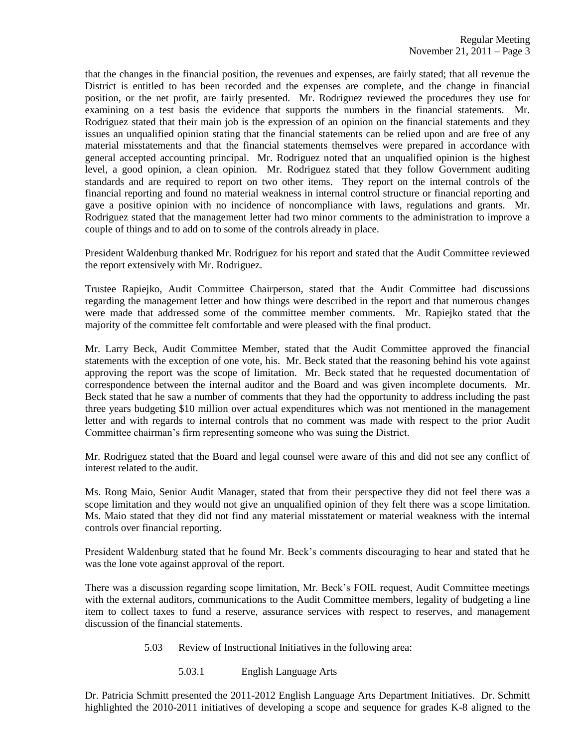that the changes in the financial position, the revenues and expenses, are fairly stated; that all revenue the District is entitled to has been recorded and the expenses are complete, and the change in financial position, or the net profit, are fairly presented. Mr. Rodriguez reviewed the procedures they use for examining on a test basis the evidence that supports the numbers in the financial statements. Mr. Rodriguez stated that their main job is the expression of an opinion on the financial statements and they issues an unqualified opinion stating that the financial statements can be relied upon and are free of any material misstatements and that the financial statements themselves were prepared in accordance with general accepted accounting principal. Mr. Rodriguez noted that an unqualified opinion is the highest level, a good opinion, a clean opinion. Mr. Rodriguez stated that they follow Government auditing standards and are required to report on two other items. They report on the internal controls of the financial reporting and found no material weakness in internal control structure or financial reporting and gave a positive opinion with no incidence of noncompliance with laws, regulations and grants. Mr. Rodriguez stated that the management letter had two minor comments to the administration to improve a couple of things and to add on to some of the controls already in place.

President Waldenburg thanked Mr. Rodriguez for his report and stated that the Audit Committee reviewed the report extensively with Mr. Rodriguez.

Trustee Rapiejko, Audit Committee Chairperson, stated that the Audit Committee had discussions regarding the management letter and how things were described in the report and that numerous changes were made that addressed some of the committee member comments. Mr. Rapiejko stated that the majority of the committee felt comfortable and were pleased with the final product.

Mr. Larry Beck, Audit Committee Member, stated that the Audit Committee approved the financial statements with the exception of one vote, his. Mr. Beck stated that the reasoning behind his vote against approving the report was the scope of limitation. Mr. Beck stated that he requested documentation of correspondence between the internal auditor and the Board and was given incomplete documents. Mr. Beck stated that he saw a number of comments that they had the opportunity to address including the past three years budgeting $10 million over actual expenditures which was not mentioned in the management letter and with regards to internal controls that no comment was made with respect to the prior Audit Committee chairman's firm representing someone who was suing the District.

Mr. Rodriguez stated that the Board and legal counsel were aware of this and did not see any conflict of interest related to the audit.

Ms. Rong Maio, Senior Audit Manager, stated that from their perspective they did not feel there was a scope limitation and they would not give an unqualified opinion of they felt there was a scope limitation. Ms. Maio stated that they did not find any material misstatement or material weakness with the internal controls over financial reporting.

President Waldenburg stated that he found Mr. Beck's comments discouraging to hear and stated that he was the lone vote against approval of the report.

There was a discussion regarding scope limitation, Mr. Beck's FOIL request, Audit Committee meetings with the external auditors, communications to the Audit Committee members, legality of budgeting a line item to collect taxes to fund a reserve, assurance services with respect to reserves, and management discussion of the financial statements.

5.03 Review of Instructional Initiatives in the following area:

5.03.1 English Language Arts

Dr. Patricia Schmitt presented the 2011-2012 English Language Arts Department Initiatives. Dr. Schmitt highlighted the 2010-2011 initiatives of developing a scope and sequence for grades K-8 aligned to the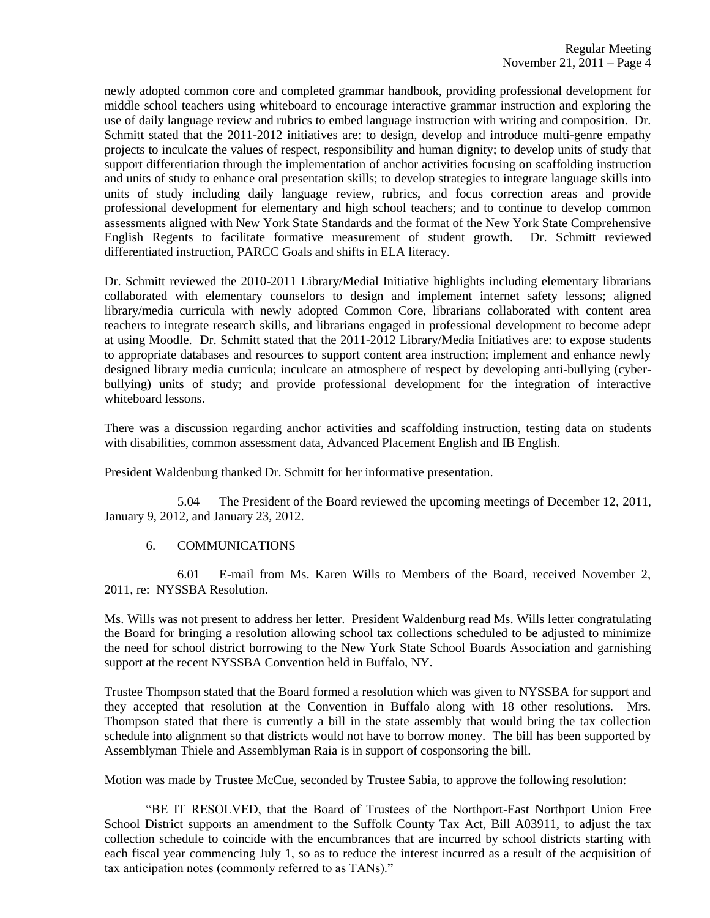newly adopted common core and completed grammar handbook, providing professional development for middle school teachers using whiteboard to encourage interactive grammar instruction and exploring the use of daily language review and rubrics to embed language instruction with writing and composition. Dr. Schmitt stated that the 2011-2012 initiatives are: to design, develop and introduce multi-genre empathy projects to inculcate the values of respect, responsibility and human dignity; to develop units of study that support differentiation through the implementation of anchor activities focusing on scaffolding instruction and units of study to enhance oral presentation skills; to develop strategies to integrate language skills into units of study including daily language review, rubrics, and focus correction areas and provide professional development for elementary and high school teachers; and to continue to develop common assessments aligned with New York State Standards and the format of the New York State Comprehensive English Regents to facilitate formative measurement of student growth. Dr. Schmitt reviewed differentiated instruction, PARCC Goals and shifts in ELA literacy.

Dr. Schmitt reviewed the 2010-2011 Library/Medial Initiative highlights including elementary librarians collaborated with elementary counselors to design and implement internet safety lessons; aligned library/media curricula with newly adopted Common Core, librarians collaborated with content area teachers to integrate research skills, and librarians engaged in professional development to become adept at using Moodle. Dr. Schmitt stated that the 2011-2012 Library/Media Initiatives are: to expose students to appropriate databases and resources to support content area instruction; implement and enhance newly designed library media curricula; inculcate an atmosphere of respect by developing anti-bullying (cyber-bullying) units of study; and provide professional development for the integration of interactive whiteboard lessons.

There was a discussion regarding anchor activities and scaffolding instruction, testing data on students with disabilities, common assessment data, Advanced Placement English and IB English.

President Waldenburg thanked Dr. Schmitt for her informative presentation.

5.04 The President of the Board reviewed the upcoming meetings of December 12, 2011, January 9, 2012, and January 23, 2012.

6. COMMUNICATIONS

6.01 E-mail from Ms. Karen Wills to Members of the Board, received November 2, 2011, re: NYSSBA Resolution.

Ms. Wills was not present to address her letter. President Waldenburg read Ms. Wills letter congratulating the Board for bringing a resolution allowing school tax collections scheduled to be adjusted to minimize the need for school district borrowing to the New York State School Boards Association and garnishing support at the recent NYSSBA Convention held in Buffalo, NY.

Trustee Thompson stated that the Board formed a resolution which was given to NYSSBA for support and they accepted that resolution at the Convention in Buffalo along with 18 other resolutions. Mrs. Thompson stated that there is currently a bill in the state assembly that would bring the tax collection schedule into alignment so that districts would not have to borrow money. The bill has been supported by Assemblyman Thiele and Assemblyman Raia is in support of cosponsoring the bill.

Motion was made by Trustee McCue, seconded by Trustee Sabia, to approve the following resolution:

"BE IT RESOLVED, that the Board of Trustees of the Northport-East Northport Union Free School District supports an amendment to the Suffolk County Tax Act, Bill A03911, to adjust the tax collection schedule to coincide with the encumbrances that are incurred by school districts starting with each fiscal year commencing July 1, so as to reduce the interest incurred as a result of the acquisition of tax anticipation notes (commonly referred to as TANs)."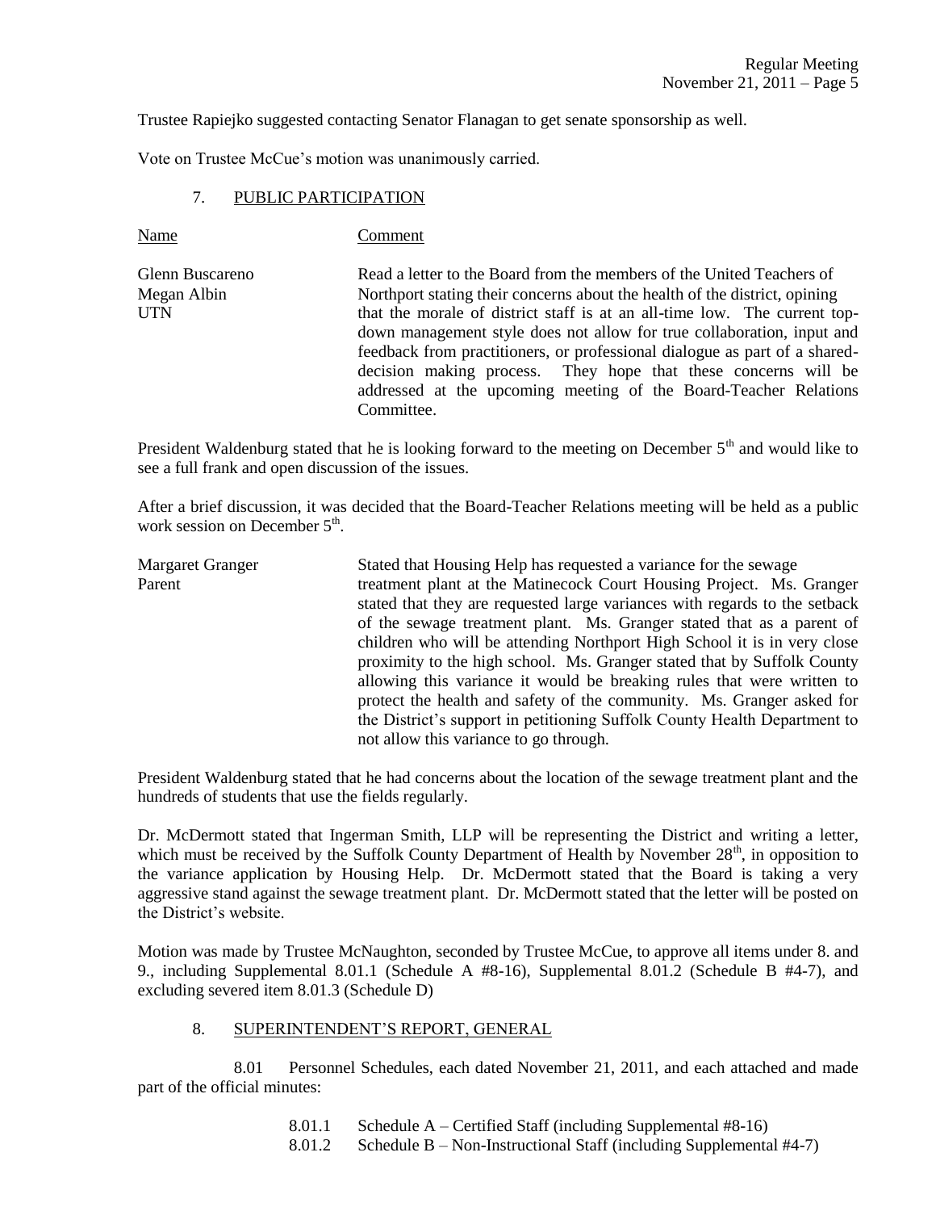Trustee Rapiejko suggested contacting Senator Flanagan to get senate sponsorship as well.

Vote on Trustee McCue's motion was unanimously carried.

## 7. PUBLIC PARTICIPATION

| Name | Comment |
| --- | --- |
| Glenn Buscareno<br>Megan Albin<br>UTN | Read a letter to the Board from the members of the United Teachers of Northport stating their concerns about the health of the district, opining that the morale of district staff is at an all-time low. The current top-down management style does not allow for true collaboration, input and feedback from practitioners, or professional dialogue as part of a shared-decision making process. They hope that these concerns will be addressed at the upcoming meeting of the Board-Teacher Relations Committee. |

President Waldenburg stated that he is looking forward to the meeting on December 5th and would like to see a full frank and open discussion of the issues.

After a brief discussion, it was decided that the Board-Teacher Relations meeting will be held as a public work session on December 5th.

| Name | Comment |
| --- | --- |
| Margaret Granger<br>Parent | Stated that Housing Help has requested a variance for the sewage treatment plant at the Matinecock Court Housing Project. Ms. Granger stated that they are requested large variances with regards to the setback of the sewage treatment plant. Ms. Granger stated that as a parent of children who will be attending Northport High School it is in very close proximity to the high school. Ms. Granger stated that by Suffolk County allowing this variance it would be breaking rules that were written to protect the health and safety of the community. Ms. Granger asked for the District's support in petitioning Suffolk County Health Department to not allow this variance to go through. |

President Waldenburg stated that he had concerns about the location of the sewage treatment plant and the hundreds of students that use the fields regularly.

Dr. McDermott stated that Ingerman Smith, LLP will be representing the District and writing a letter, which must be received by the Suffolk County Department of Health by November 28th, in opposition to the variance application by Housing Help. Dr. McDermott stated that the Board is taking a very aggressive stand against the sewage treatment plant. Dr. McDermott stated that the letter will be posted on the District's website.

Motion was made by Trustee McNaughton, seconded by Trustee McCue, to approve all items under 8. and 9., including Supplemental 8.01.1 (Schedule A #8-16), Supplemental 8.01.2 (Schedule B #4-7), and excluding severed item 8.01.3 (Schedule D)

## 8. SUPERINTENDENT'S REPORT, GENERAL

8.01 Personnel Schedules, each dated November 21, 2011, and each attached and made part of the official minutes:

- 8.01.1 Schedule A – Certified Staff (including Supplemental #8-16)
- 8.01.2 Schedule B – Non-Instructional Staff (including Supplemental #4-7)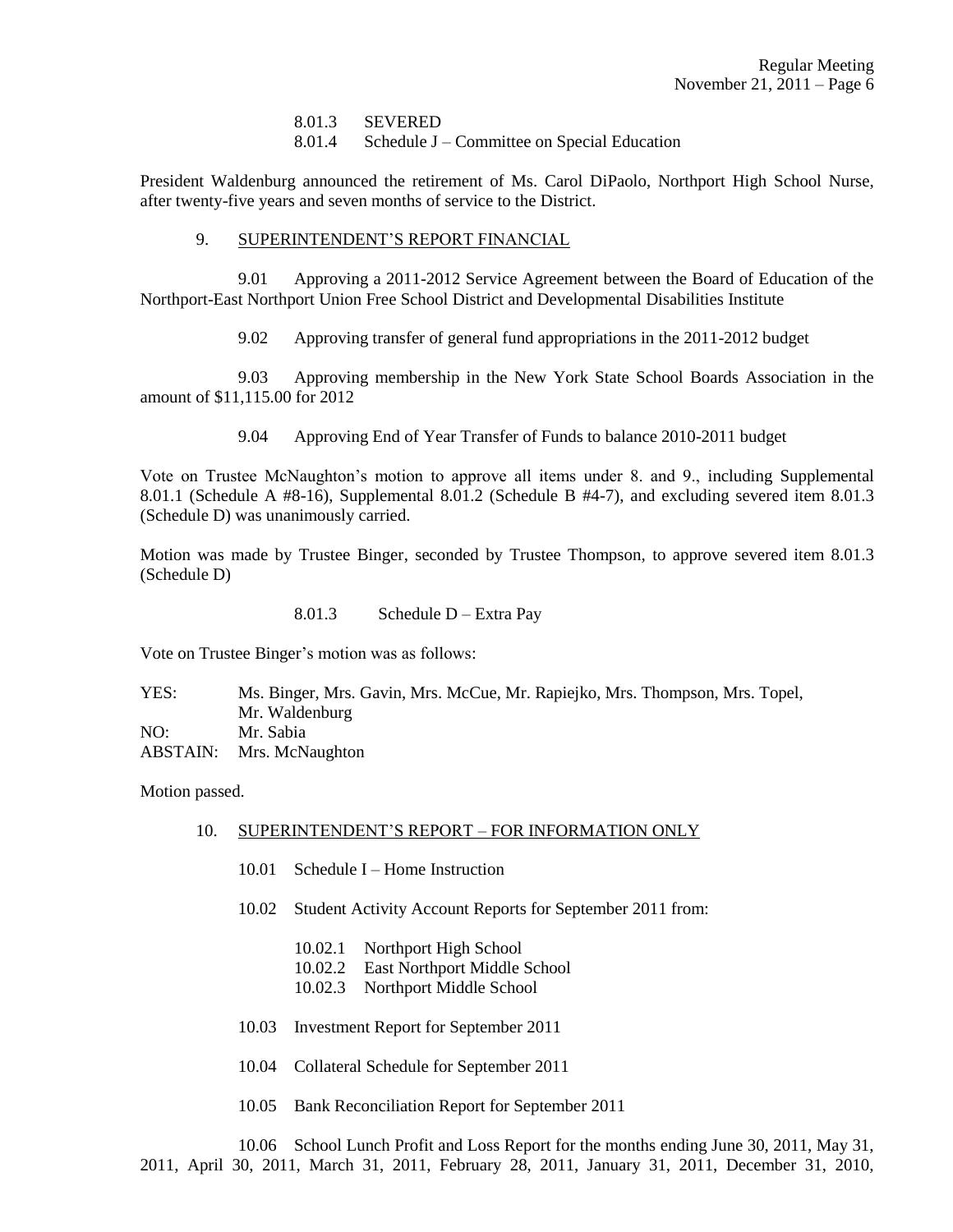8.01.3 SEVERED
8.01.4 Schedule J – Committee on Special Education

President Waldenburg announced the retirement of Ms. Carol DiPaolo, Northport High School Nurse, after twenty-five years and seven months of service to the District.

9. SUPERINTENDENT'S REPORT FINANCIAL

9.01 Approving a 2011-2012 Service Agreement between the Board of Education of the Northport-East Northport Union Free School District and Developmental Disabilities Institute

9.02 Approving transfer of general fund appropriations in the 2011-2012 budget

9.03 Approving membership in the New York State School Boards Association in the amount of $11,115.00 for 2012

9.04 Approving End of Year Transfer of Funds to balance 2010-2011 budget

Vote on Trustee McNaughton's motion to approve all items under 8. and 9., including Supplemental 8.01.1 (Schedule A #8-16), Supplemental 8.01.2 (Schedule B #4-7), and excluding severed item 8.01.3 (Schedule D) was unanimously carried.

Motion was made by Trustee Binger, seconded by Trustee Thompson, to approve severed item 8.01.3 (Schedule D)

8.01.3 Schedule D – Extra Pay

Vote on Trustee Binger's motion was as follows:

YES: Ms. Binger, Mrs. Gavin, Mrs. McCue, Mr. Rapiejko, Mrs. Thompson, Mrs. Topel, Mr. Waldenburg
NO: Mr. Sabia
ABSTAIN: Mrs. McNaughton

Motion passed.

10. SUPERINTENDENT'S REPORT – FOR INFORMATION ONLY

10.01 Schedule I – Home Instruction

10.02 Student Activity Account Reports for September 2011 from:

10.02.1 Northport High School
10.02.2 East Northport Middle School
10.02.3 Northport Middle School

10.03 Investment Report for September 2011

10.04 Collateral Schedule for September 2011

10.05 Bank Reconciliation Report for September 2011

10.06 School Lunch Profit and Loss Report for the months ending June 30, 2011, May 31, 2011, April 30, 2011, March 31, 2011, February 28, 2011, January 31, 2011, December 31, 2010,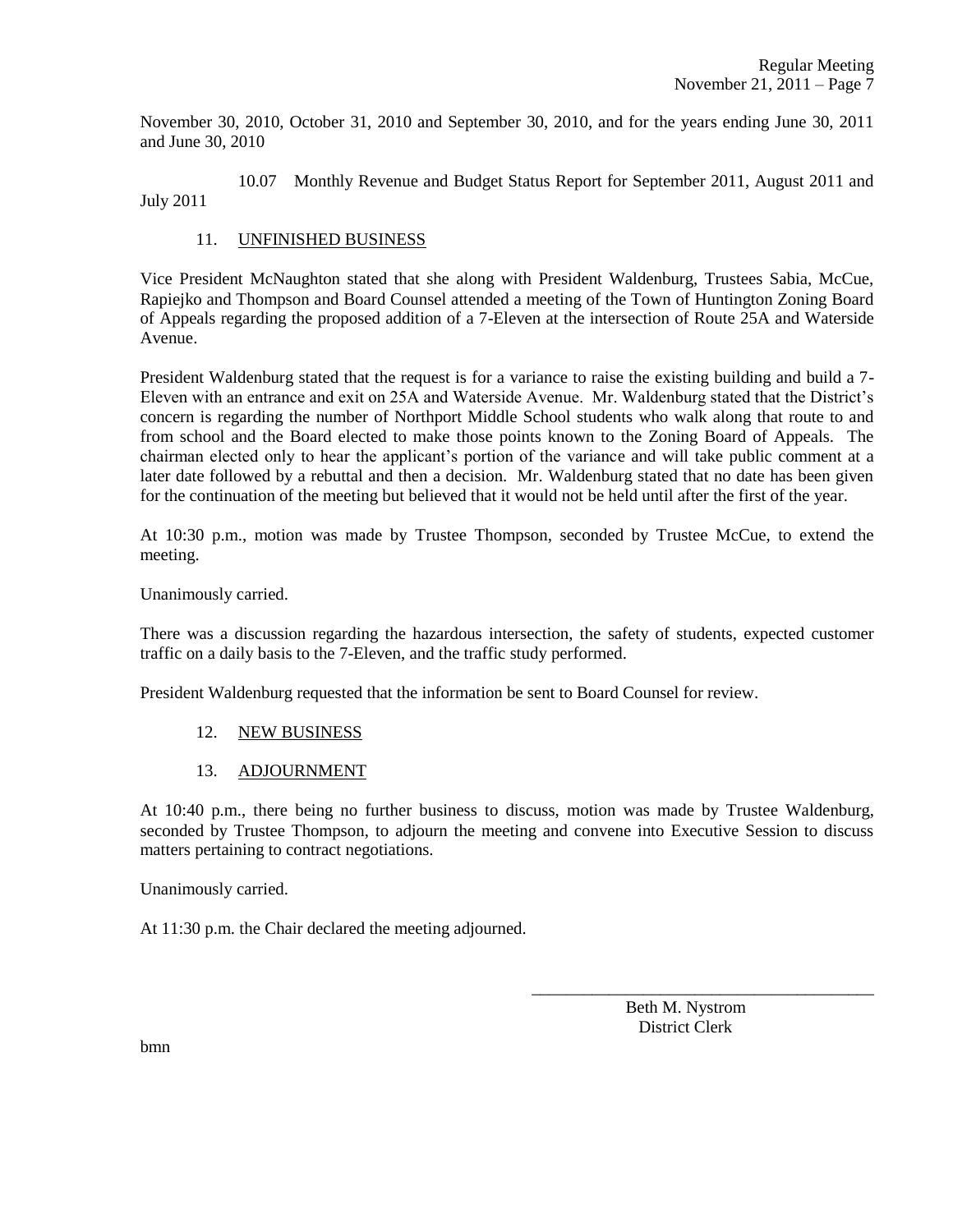November 30, 2010, October 31, 2010 and September 30, 2010, and for the years ending June 30, 2011 and June 30, 2010

10.07 Monthly Revenue and Budget Status Report for September 2011, August 2011 and July 2011

11. UNFINISHED BUSINESS

Vice President McNaughton stated that she along with President Waldenburg, Trustees Sabia, McCue, Rapiejko and Thompson and Board Counsel attended a meeting of the Town of Huntington Zoning Board of Appeals regarding the proposed addition of a 7-Eleven at the intersection of Route 25A and Waterside Avenue.

President Waldenburg stated that the request is for a variance to raise the existing building and build a 7-Eleven with an entrance and exit on 25A and Waterside Avenue. Mr. Waldenburg stated that the District's concern is regarding the number of Northport Middle School students who walk along that route to and from school and the Board elected to make those points known to the Zoning Board of Appeals. The chairman elected only to hear the applicant's portion of the variance and will take public comment at a later date followed by a rebuttal and then a decision. Mr. Waldenburg stated that no date has been given for the continuation of the meeting but believed that it would not be held until after the first of the year.

At 10:30 p.m., motion was made by Trustee Thompson, seconded by Trustee McCue, to extend the meeting.

Unanimously carried.

There was a discussion regarding the hazardous intersection, the safety of students, expected customer traffic on a daily basis to the 7-Eleven, and the traffic study performed.

President Waldenburg requested that the information be sent to Board Counsel for review.

12. NEW BUSINESS

13. ADJOURNMENT

At 10:40 p.m., there being no further business to discuss, motion was made by Trustee Waldenburg, seconded by Trustee Thompson, to adjourn the meeting and convene into Executive Session to discuss matters pertaining to contract negotiations.

Unanimously carried.

At 11:30 p.m. the Chair declared the meeting adjourned.

\_\_\_\_\_\_\_\_\_\_\_\_\_\_\_\_\_\_\_\_\_\_\_\_\_\_\_\_\_\_\_\_\_\_\_\_\_\_\_\_

Beth M. Nystrom
District Clerk

bmn